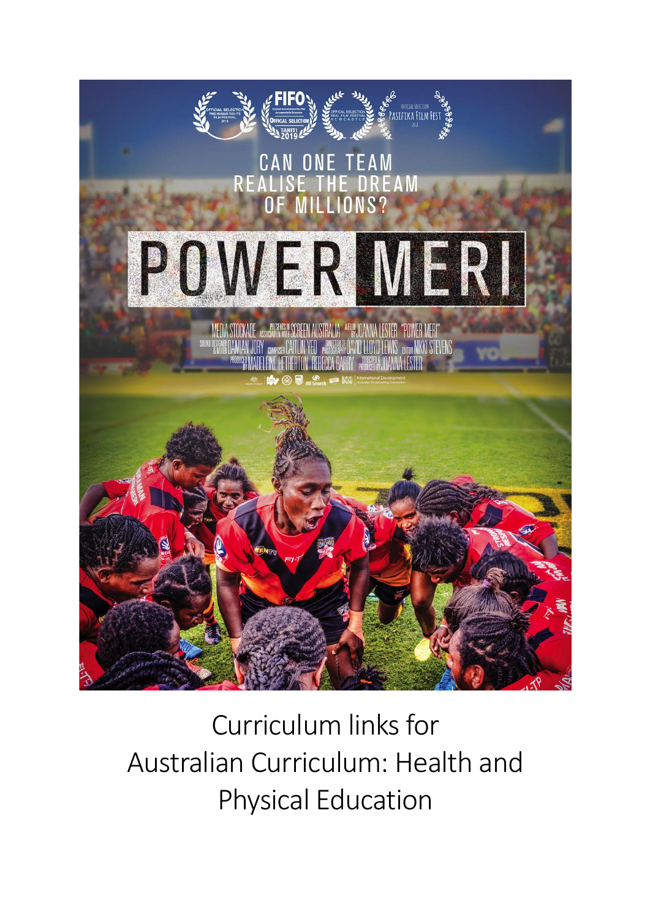CAN ONE TEAM REALISE THE DREAM OF MILLIONS?

# POWER MERI

Curriculum links for Australian Curriculum: Health and Physical Education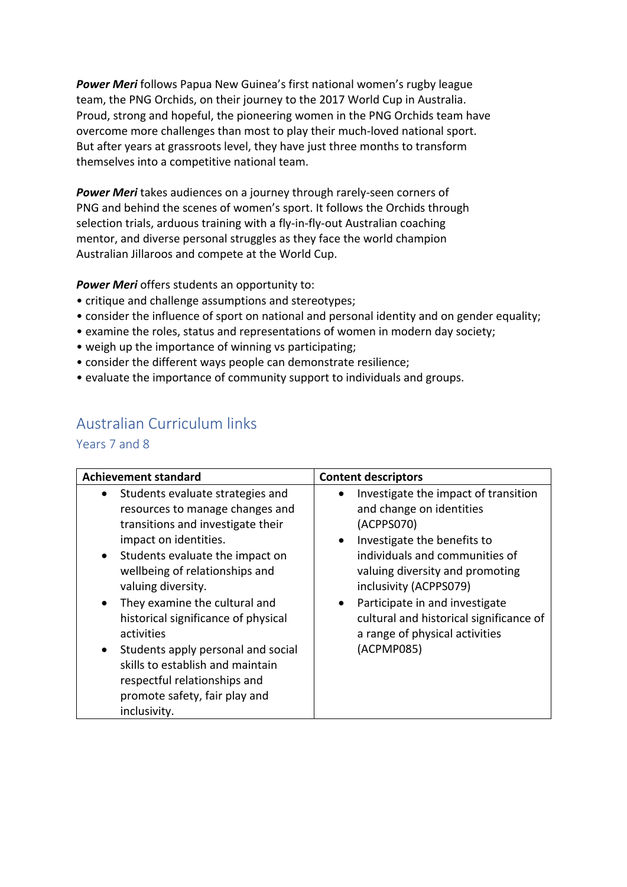***Power Meri*** follows Papua New Guinea's first national women's rugby league team, the PNG Orchids, on their journey to the 2017 World Cup in Australia. Proud, strong and hopeful, the pioneering women in the PNG Orchids team have overcome more challenges than most to play their much-loved national sport. But after years at grassroots level, they have just three months to transform themselves into a competitive national team.

***Power Meri*** takes audiences on a journey through rarely-seen corners of PNG and behind the scenes of women's sport. It follows the Orchids through selection trials, arduous training with a fly-in-fly-out Australian coaching mentor, and diverse personal struggles as they face the world champion Australian Jillaroos and compete at the World Cup.

***Power Meri*** offers students an opportunity to:

- critique and challenge assumptions and stereotypes;
- consider the influence of sport on national and personal identity and on gender equality;
- examine the roles, status and representations of women in modern day society;
- weigh up the importance of winning vs participating;
- consider the different ways people can demonstrate resilience;
- evaluate the importance of community support to individuals and groups.

## Australian Curriculum links

### Years 7 and 8

| Achievement standard | Content descriptors |
| --- | --- |
| • Students evaluate strategies and resources to manage changes and transitions and investigate their impact on identities.<br>• Students evaluate the impact on wellbeing of relationships and valuing diversity.<br>• They examine the cultural and historical significance of physical activities<br>• Students apply personal and social skills to establish and maintain respectful relationships and promote safety, fair play and inclusivity. | • Investigate the impact of transition and change on identities (ACPPS070)<br>• Investigate the benefits to individuals and communities of valuing diversity and promoting inclusivity (ACPPS079)<br>• Participate in and investigate cultural and historical significance of a range of physical activities (ACPMP085) |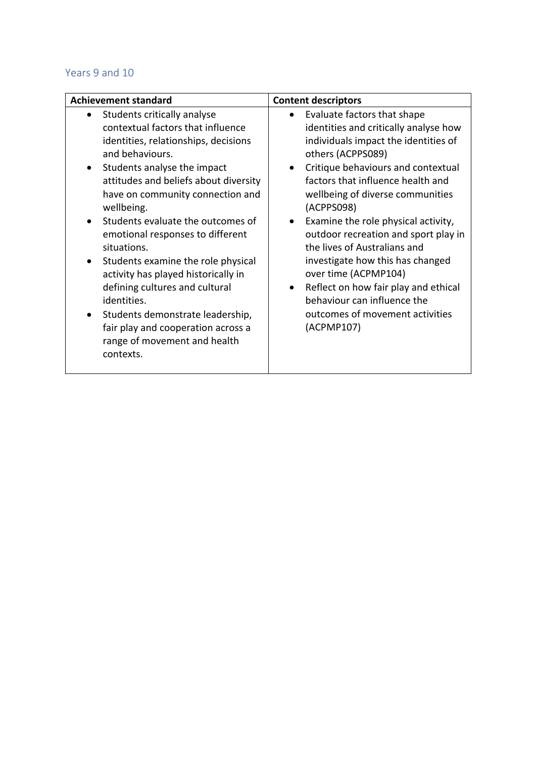## Years 9 and 10

| Achievement standard | Content descriptors |
| --- | --- |
| • Students critically analyse contextual factors that influence identities, relationships, decisions and behaviours.<br>• Students analyse the impact attitudes and beliefs about diversity have on community connection and wellbeing.<br>• Students evaluate the outcomes of emotional responses to different situations.<br>• Students examine the role physical activity has played historically in defining cultures and cultural identities.<br>• Students demonstrate leadership, fair play and cooperation across a range of movement and health contexts. | • Evaluate factors that shape identities and critically analyse how individuals impact the identities of others (ACPPS089)<br>• Critique behaviours and contextual factors that influence health and wellbeing of diverse communities (ACPPS098)<br>• Examine the role physical activity, outdoor recreation and sport play in the lives of Australians and investigate how this has changed over time (ACPMP104)<br>• Reflect on how fair play and ethical behaviour can influence the outcomes of movement activities (ACPMP107) |